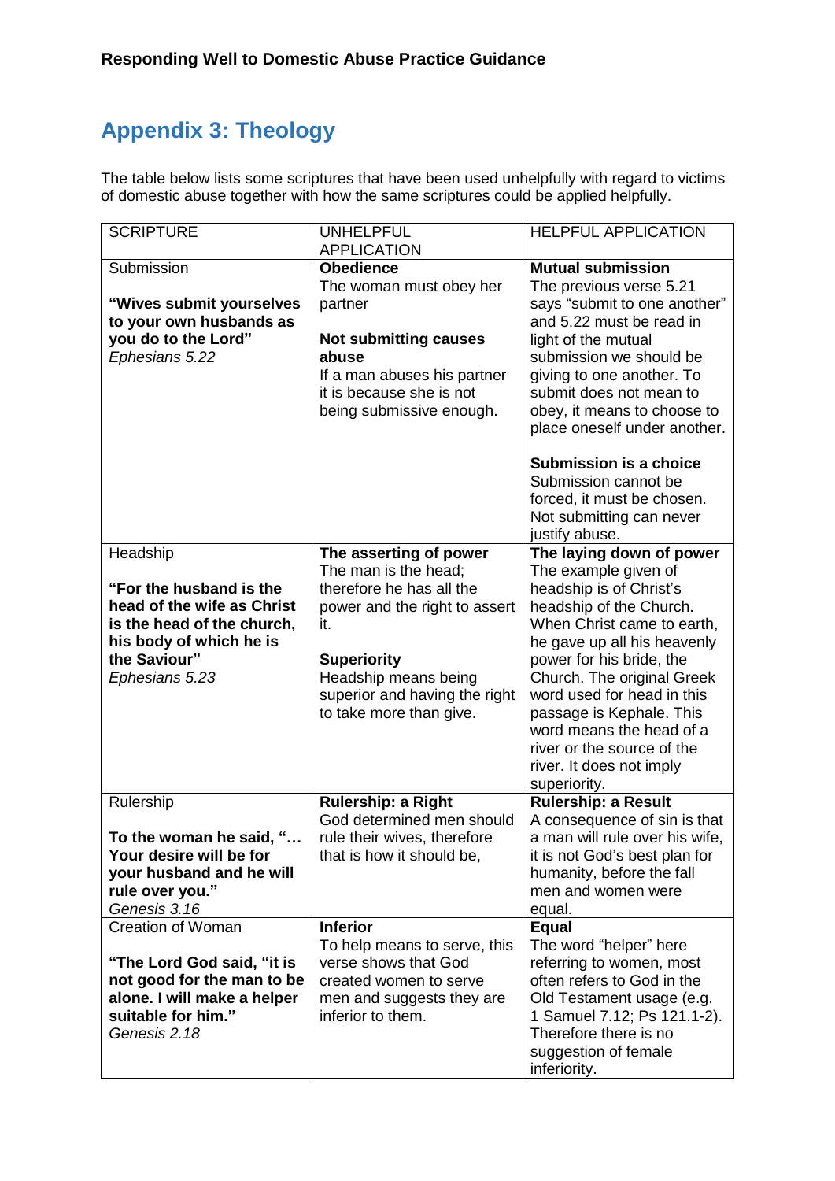## Appendix 3: Theology

The table below lists some scriptures that have been used unhelpfully with regard to victims of domestic abuse together with how the same scriptures could be applied helpfully.

| SCRIPTURE | UNHELPFUL APPLICATION | HELPFUL APPLICATION |
|---|---|---|
| Submission<br><br>**"Wives submit yourselves to your own husbands as you do to the Lord"**<br>*Ephesians 5.22* | **Obedience**<br>The woman must obey her partner<br><br>**Not submitting causes abuse**<br>If a man abuses his partner it is because she is not being submissive enough. | **Mutual submission**<br>The previous verse 5.21 says "submit to one another" and 5.22 must be read in light of the mutual submission we should be giving to one another. To submit does not mean to obey, it means to choose to place oneself under another.<br><br>**Submission is a choice**<br>Submission cannot be forced, it must be chosen. Not submitting can never justify abuse. |
| Headship<br><br>**"For the husband is the head of the wife as Christ is the head of the church, his body of which he is the Saviour"**<br>*Ephesians 5.23* | **The asserting of power**<br>The man is the head; therefore he has all the power and the right to assert it.<br><br>**Superiority**<br>Headship means being superior and having the right to take more than give. | **The laying down of power**<br>The example given of headship is of Christ's headship of the Church. When Christ came to earth, he gave up all his heavenly power for his bride, the Church. The original Greek word used for head in this passage is Kephale. This word means the head of a river or the source of the river. It does not imply superiority. |
| Rulership<br><br>**To the woman he said, "… Your desire will be for your husband and he will rule over you."**<br>*Genesis 3.16* | **Rulership: a Right**<br>God determined men should rule their wives, therefore that is how it should be, | **Rulership: a Result**<br>A consequence of sin is that a man will rule over his wife, it is not God's best plan for humanity, before the fall men and women were equal. |
| Creation of Woman<br><br>**"The Lord God said, "it is not good for the man to be alone. I will make a helper suitable for him."**<br>*Genesis 2.18* | **Inferior**<br>To help means to serve, this verse shows that God created women to serve men and suggests they are inferior to them. | **Equal**<br>The word "helper" here referring to women, most often refers to God in the Old Testament usage (e.g. 1 Samuel 7.12; Ps 121.1-2). Therefore there is no suggestion of female inferiority. |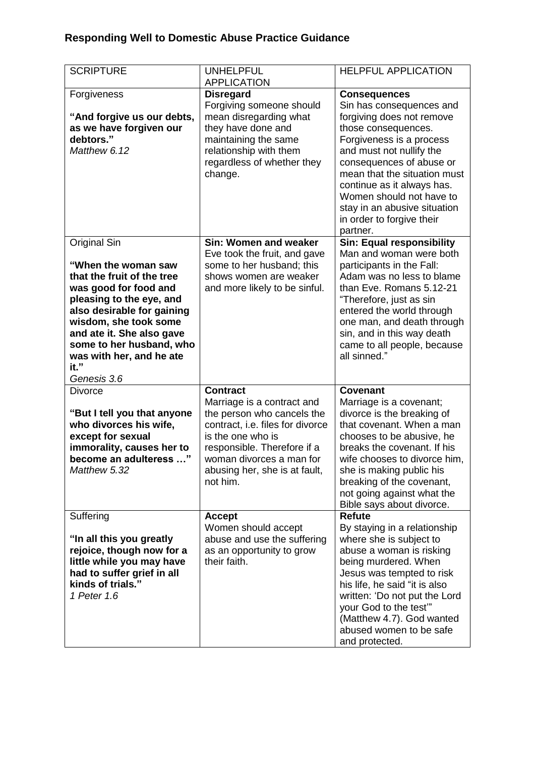## Responding Well to Domestic Abuse Practice Guidance

| SCRIPTURE | UNHELPFUL APPLICATION | HELPFUL APPLICATION |
|---|---|---|
| Forgiveness<br><br>**"And forgive us our debts, as we have forgiven our debtors."**<br>*Matthew 6.12* | **Disregard**<br>Forgiving someone should mean disregarding what they have done and maintaining the same relationship with them regardless of whether they change. | **Consequences**<br>Sin has consequences and forgiving does not remove those consequences. Forgiveness is a process and must not nullify the consequences of abuse or mean that the situation must continue as it always has. Women should not have to stay in an abusive situation in order to forgive their partner. |
| Original Sin<br><br>**"When the woman saw that the fruit of the tree was good for food and pleasing to the eye, and also desirable for gaining wisdom, she took some and ate it. She also gave some to her husband, who was with her, and he ate it."**<br>*Genesis 3.6* | **Sin: Women and weaker**<br>Eve took the fruit, and gave some to her husband; this shows women are weaker and more likely to be sinful. | **Sin: Equal responsibility**<br>Man and woman were both participants in the Fall: Adam was no less to blame than Eve. Romans 5.12-21 "Therefore, just as sin entered the world through one man, and death through sin, and in this way death came to all people, because all sinned." |
| Divorce<br><br>**"But I tell you that anyone who divorces his wife, except for sexual immorality, causes her to become an adulteress …"**<br>*Matthew 5.32* | **Contract**<br>Marriage is a contract and the person who cancels the contract, i.e. files for divorce is the one who is responsible. Therefore if a woman divorces a man for abusing her, she is at fault, not him. | **Covenant**<br>Marriage is a covenant; divorce is the breaking of that covenant. When a man chooses to be abusive, he breaks the covenant. If his wife chooses to divorce him, she is making public his breaking of the covenant, not going against what the Bible says about divorce. |
| Suffering<br><br>**"In all this you greatly rejoice, though now for a little while you may have had to suffer grief in all kinds of trials."**<br>*1 Peter 1.6* | **Accept**<br>Women should accept abuse and use the suffering as an opportunity to grow their faith. | **Refute**<br>By staying in a relationship where she is subject to abuse a woman is risking being murdered. When Jesus was tempted to risk his life, he said "it is also written: 'Do not put the Lord your God to the test'" (Matthew 4.7). God wanted abused women to be safe and protected. |